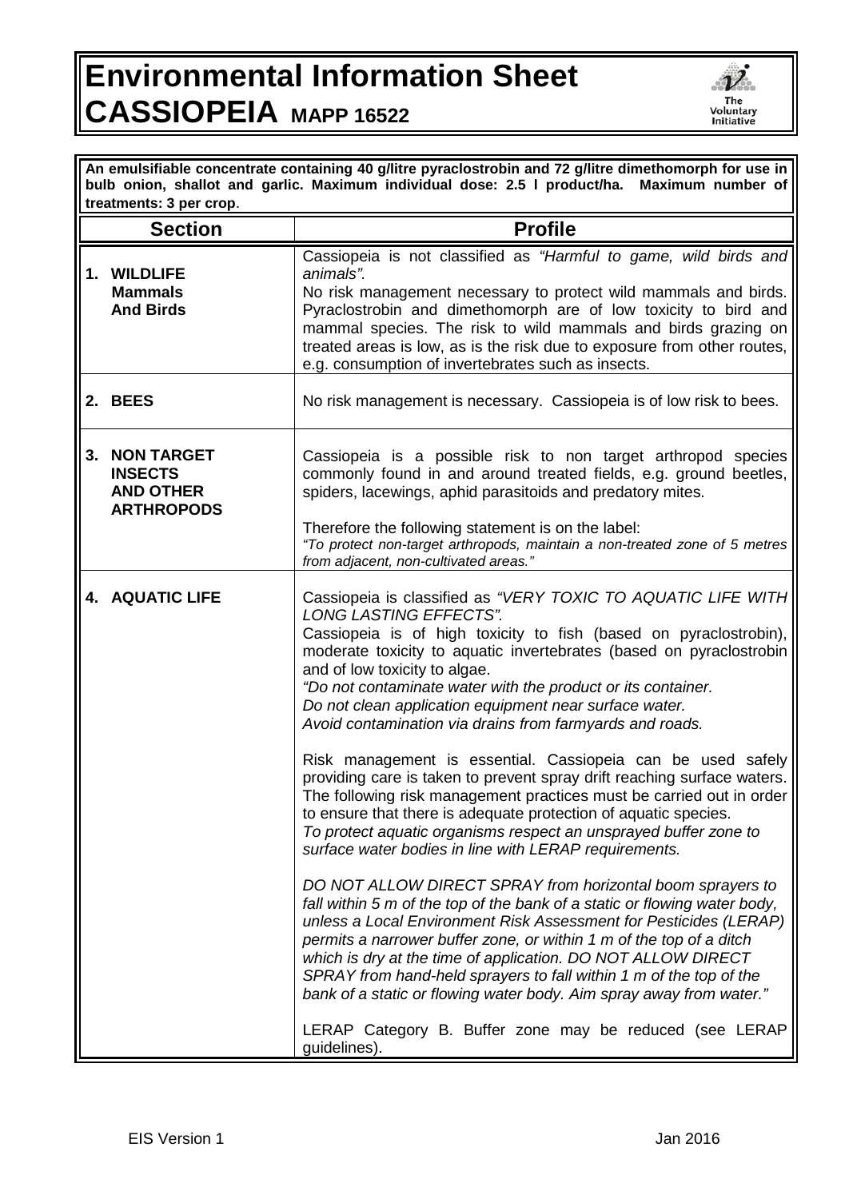# Environmental Information Sheet
# CASSIOPEIA MAPP 16522

**An emulsifiable concentrate containing 40 g/litre pyraclostrobin and 72 g/litre dimethomorph for use in bulb onion, shallot and garlic. Maximum individual dose: 2.5 l product/ha. Maximum number of treatments: 3 per crop**.

| Section | Profile |
|---|---|
| **1. WILDLIFE Mammals And Birds** | Cassiopeia is not classified as *"Harmful to game, wild birds and animals"*.<br>No risk management necessary to protect wild mammals and birds. Pyraclostrobin and dimethomorph are of low toxicity to bird and mammal species. The risk to wild mammals and birds grazing on treated areas is low, as is the risk due to exposure from other routes, e.g. consumption of invertebrates such as insects. |
| **2. BEES** | No risk management is necessary. Cassiopeia is of low risk to bees. |
| **3. NON TARGET INSECTS AND OTHER ARTHROPODS** | Cassiopeia is a possible risk to non target arthropod species commonly found in and around treated fields, e.g. ground beetles, spiders, lacewings, aphid parasitoids and predatory mites.<br><br>Therefore the following statement is on the label:<br>*"To protect non-target arthropods, maintain a non-treated zone of 5 metres from adjacent, non-cultivated areas."* |
| **4. AQUATIC LIFE** | Cassiopeia is classified as *"VERY TOXIC TO AQUATIC LIFE WITH LONG LASTING EFFECTS"*.<br>Cassiopeia is of high toxicity to fish (based on pyraclostrobin), moderate toxicity to aquatic invertebrates (based on pyraclostrobin and of low toxicity to algae.<br>*"Do not contaminate water with the product or its container.*<br>*Do not clean application equipment near surface water.*<br>*Avoid contamination via drains from farmyards and roads.*<br><br>Risk management is essential. Cassiopeia can be used safely providing care is taken to prevent spray drift reaching surface waters. The following risk management practices must be carried out in order to ensure that there is adequate protection of aquatic species.<br>*To protect aquatic organisms respect an unsprayed buffer zone to surface water bodies in line with LERAP requirements.*<br><br>*DO NOT ALLOW DIRECT SPRAY from horizontal boom sprayers to fall within 5 m of the top of the bank of a static or flowing water body, unless a Local Environment Risk Assessment for Pesticides (LERAP) permits a narrower buffer zone, or within 1 m of the top of a ditch which is dry at the time of application. DO NOT ALLOW DIRECT SPRAY from hand-held sprayers to fall within 1 m of the top of the bank of a static or flowing water body. Aim spray away from water."*<br><br>LERAP Category B. Buffer zone may be reduced (see LERAP guidelines). |

EIS Version 1 Jan 2016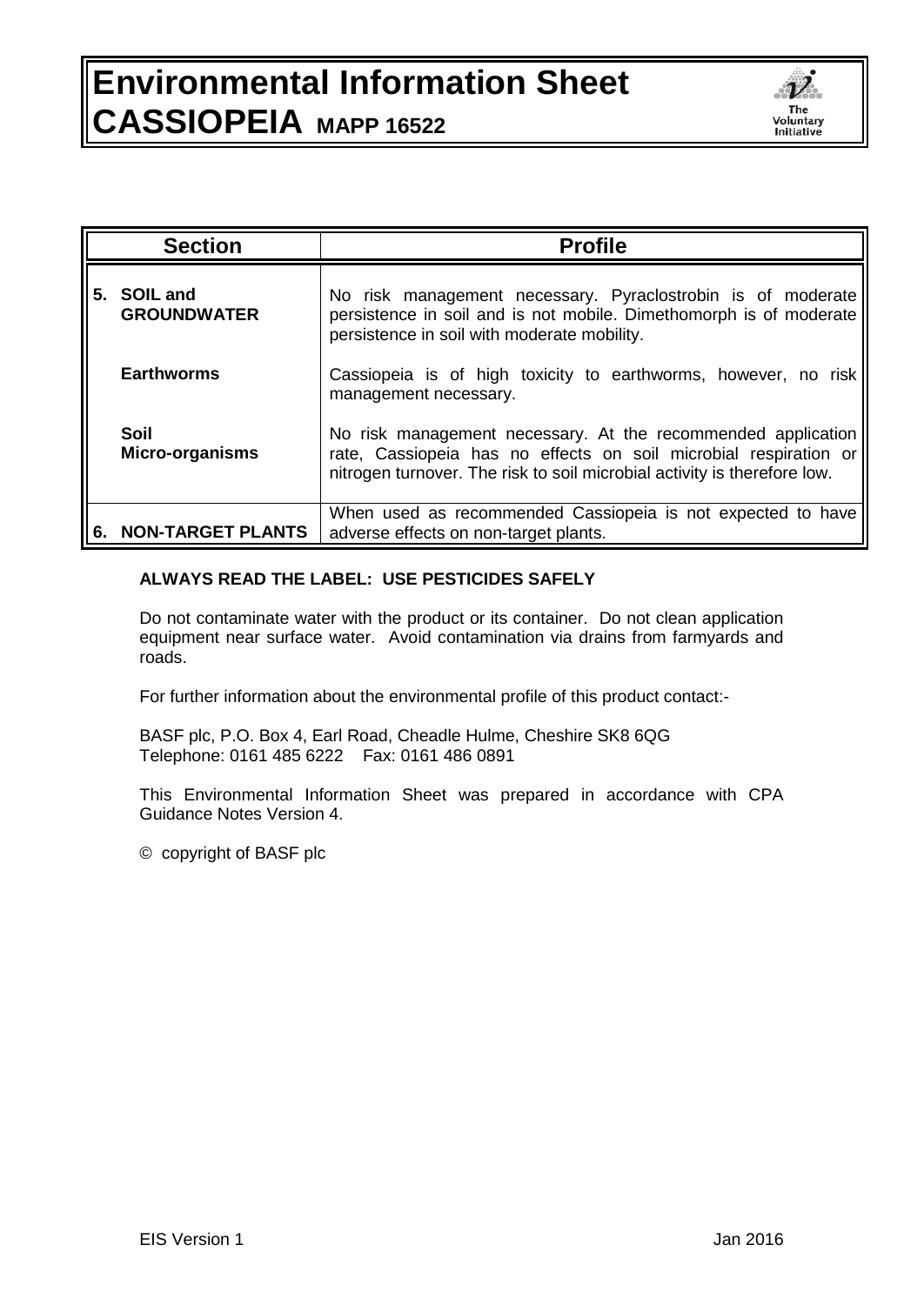# Environmental Information Sheet
# CASSIOPEIA MAPP 16522

| Section | Profile |
|---|---|
| **5. SOIL and GROUNDWATER** | No risk management necessary. Pyraclostrobin is of moderate persistence in soil and is not mobile. Dimethomorph is of moderate persistence in soil with moderate mobility. |
| **Earthworms** | Cassiopeia is of high toxicity to earthworms, however, no risk management necessary. |
| **Soil Micro-organisms** | No risk management necessary. At the recommended application rate, Cassiopeia has no effects on soil microbial respiration or nitrogen turnover. The risk to soil microbial activity is therefore low. |
| **6. NON-TARGET PLANTS** | When used as recommended Cassiopeia is not expected to have adverse effects on non-target plants. |

**ALWAYS READ THE LABEL: USE PESTICIDES SAFELY**

Do not contaminate water with the product or its container. Do not clean application equipment near surface water. Avoid contamination via drains from farmyards and roads.

For further information about the environmental profile of this product contact:-

BASF plc, P.O. Box 4, Earl Road, Cheadle Hulme, Cheshire SK8 6QG
Telephone: 0161 485 6222 Fax: 0161 486 0891

This Environmental Information Sheet was prepared in accordance with CPA Guidance Notes Version 4.

© copyright of BASF plc

EIS Version 1 Jan 2016